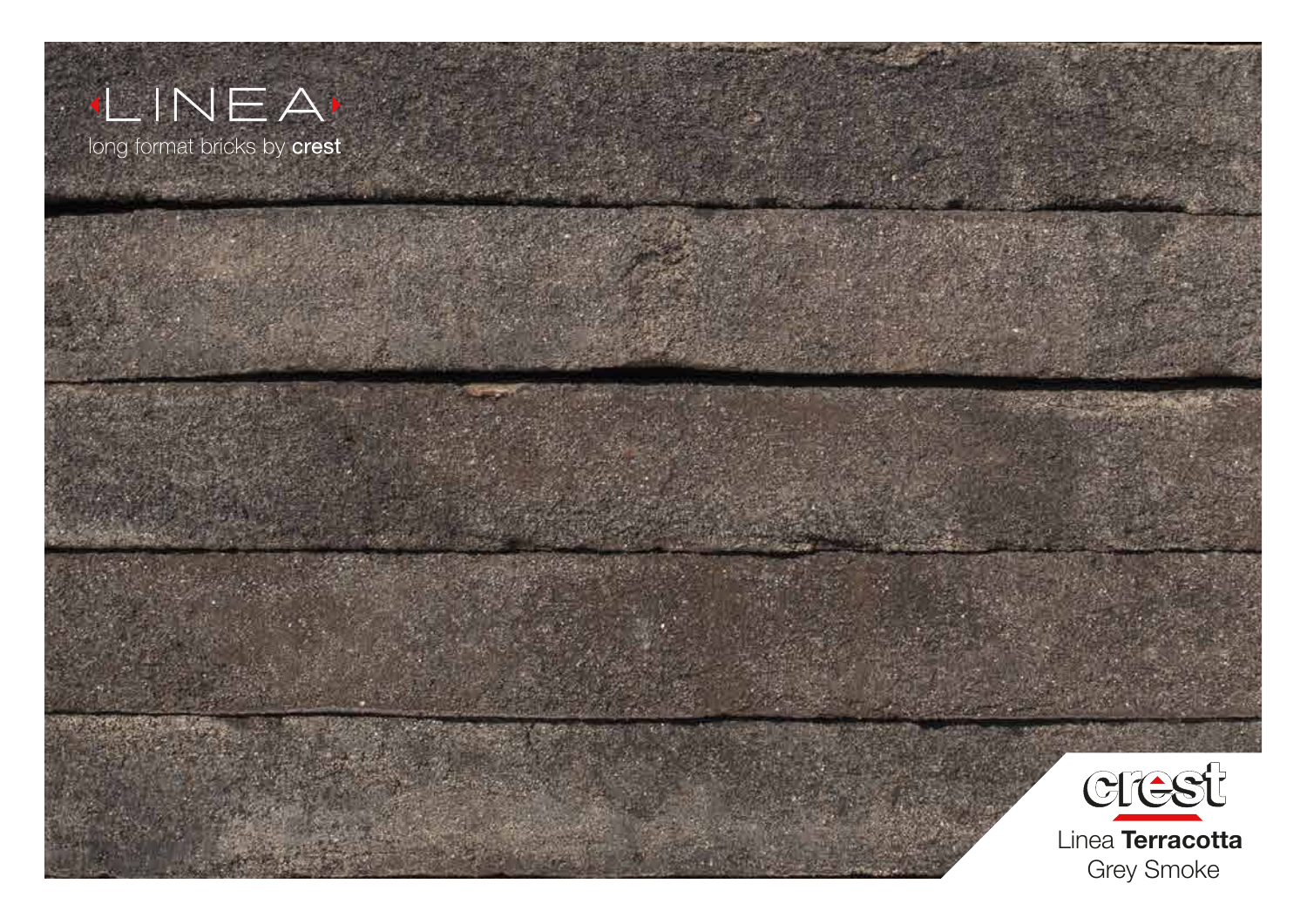# LINEA

long format bricks by **crest**

crest

Linea **Terracotta**

Grey Smoke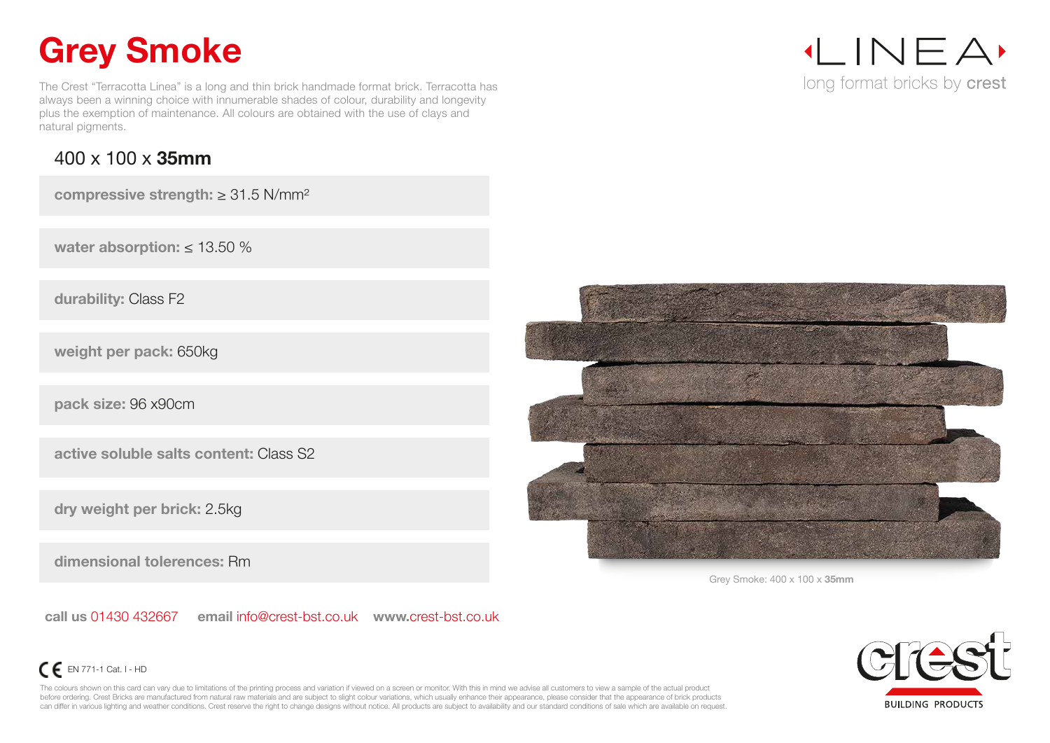# Grey Smoke

The Crest "Terracotta Linea" is a long and thin brick handmade format brick. Terracotta has always been a winning choice with innumerable shades of colour, durability and longevity plus the exemption of maintenance. All colours are obtained with the use of clays and natural pigments.

LINEA
long format bricks by **crest**

## 400 x 100 x **35mm**

**compressive strength:** ≥ 31.5 N/mm²

**water absorption:** ≤ 13.50 %

**durability:** Class F2

**weight per pack:** 650kg

**pack size:** 96 x90cm

**active soluble salts content:** Class S2

**dry weight per brick:** 2.5kg

**dimensional tolerences:** Rm

Grey Smoke: 400 x 100 x **35mm**

**call us** 01430 432667 **email** info@crest-bst.co.uk **www.**crest-bst.co.uk

CE EN 771-1 Cat. I - HD

The colours shown on this card can vary due to limitations of the printing process and variation if viewed on a screen or monitor. With this in mind we advise all customers to view a sample of the actual product before ordering. Crest Bricks are manufactured from natural raw materials and are subject to slight colour variations, which usually enhance their appearance, please consider that the appearance of brick products can differ in various lighting and weather conditions. Crest reserve the right to change designs without notice. All products are subject to availability and our standard conditions of sale which are available on request.

crest BUILDING PRODUCTS